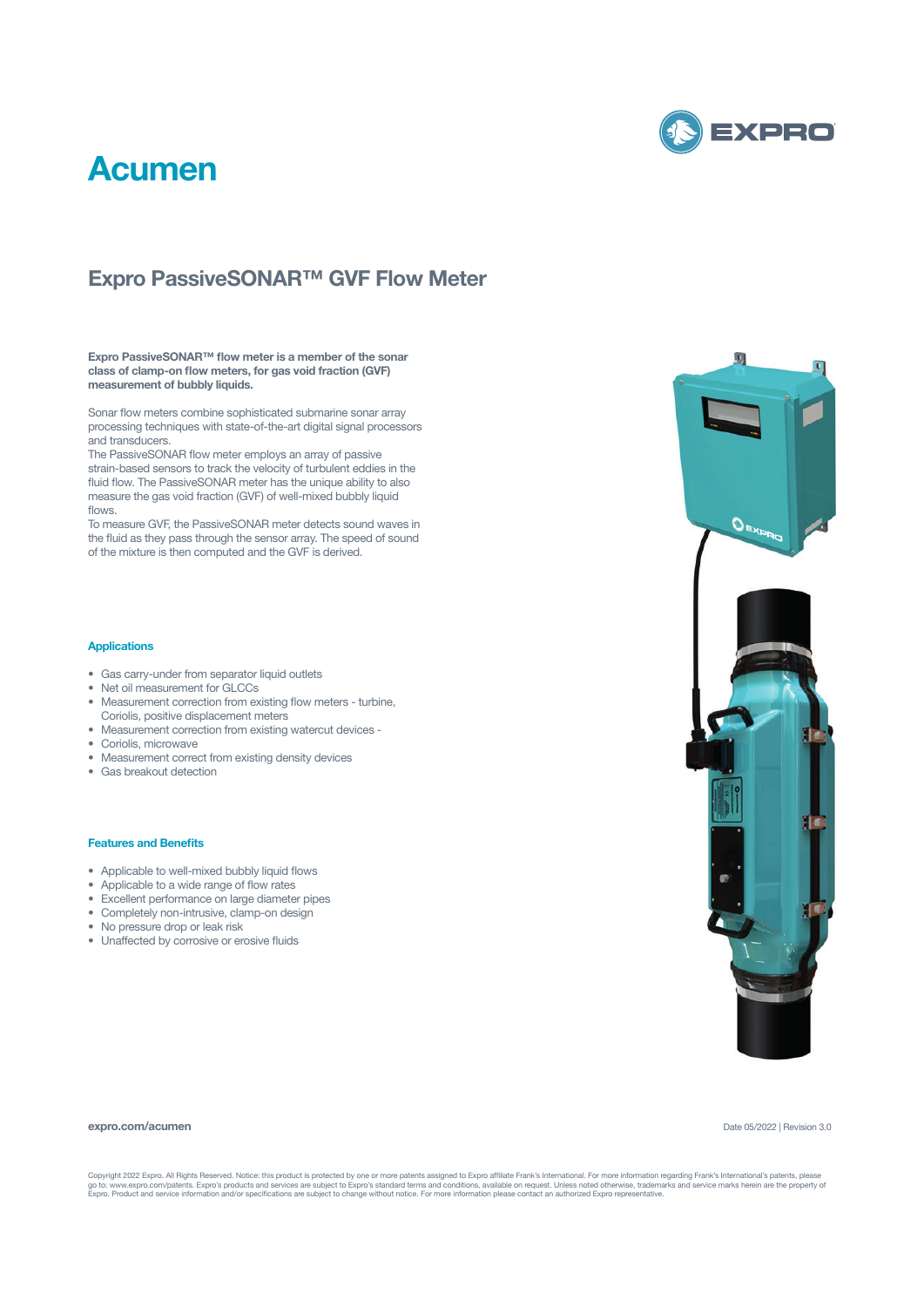# Acumen

## Expro PassiveSONAR™ GVF Flow Meter

**Expro PassiveSONAR™ flow meter is a member of the sonar class of clamp-on flow meters, for gas void fraction (GVF) measurement of bubbly liquids.**

Sonar flow meters combine sophisticated submarine sonar array processing techniques with state-of-the-art digital signal processors and transducers.

The PassiveSONAR flow meter employs an array of passive strain-based sensors to track the velocity of turbulent eddies in the fluid flow. The PassiveSONAR meter has the unique ability to also measure the gas void fraction (GVF) of well-mixed bubbly liquid flows.

To measure GVF, the PassiveSONAR meter detects sound waves in the fluid as they pass through the sensor array. The speed of sound of the mixture is then computed and the GVF is derived.

### Applications

- Gas carry-under from separator liquid outlets
- Net oil measurement for GLCCs
- Measurement correction from existing flow meters - turbine, Coriolis, positive displacement meters
- Measurement correction from existing watercut devices -
- Coriolis, microwave
- Measurement correct from existing density devices
- Gas breakout detection

### Features and Benefits

- Applicable to well-mixed bubbly liquid flows
- Applicable to a wide range of flow rates
- Excellent performance on large diameter pipes
- Completely non-intrusive, clamp-on design
- No pressure drop or leak risk
- Unaffected by corrosive or erosive fluids

**expro.com/acumen**

Date 05/2022 | Revision 3.0

Copyright 2022 Expro. All Rights Reserved. Notice: this product is protected by one or more patents assigned to Expro affiliate Frank's International. For more information regarding Frank's International's patents, please go to: www.expro.com/patents. Expro's products and services are subject to Expro's standard terms and conditions, available on request. Unless noted otherwise, trademarks and service marks herein are the property of Expro. Product and service information and/or specifications are subject to change without notice. For more information please contact an authorized Expro representative.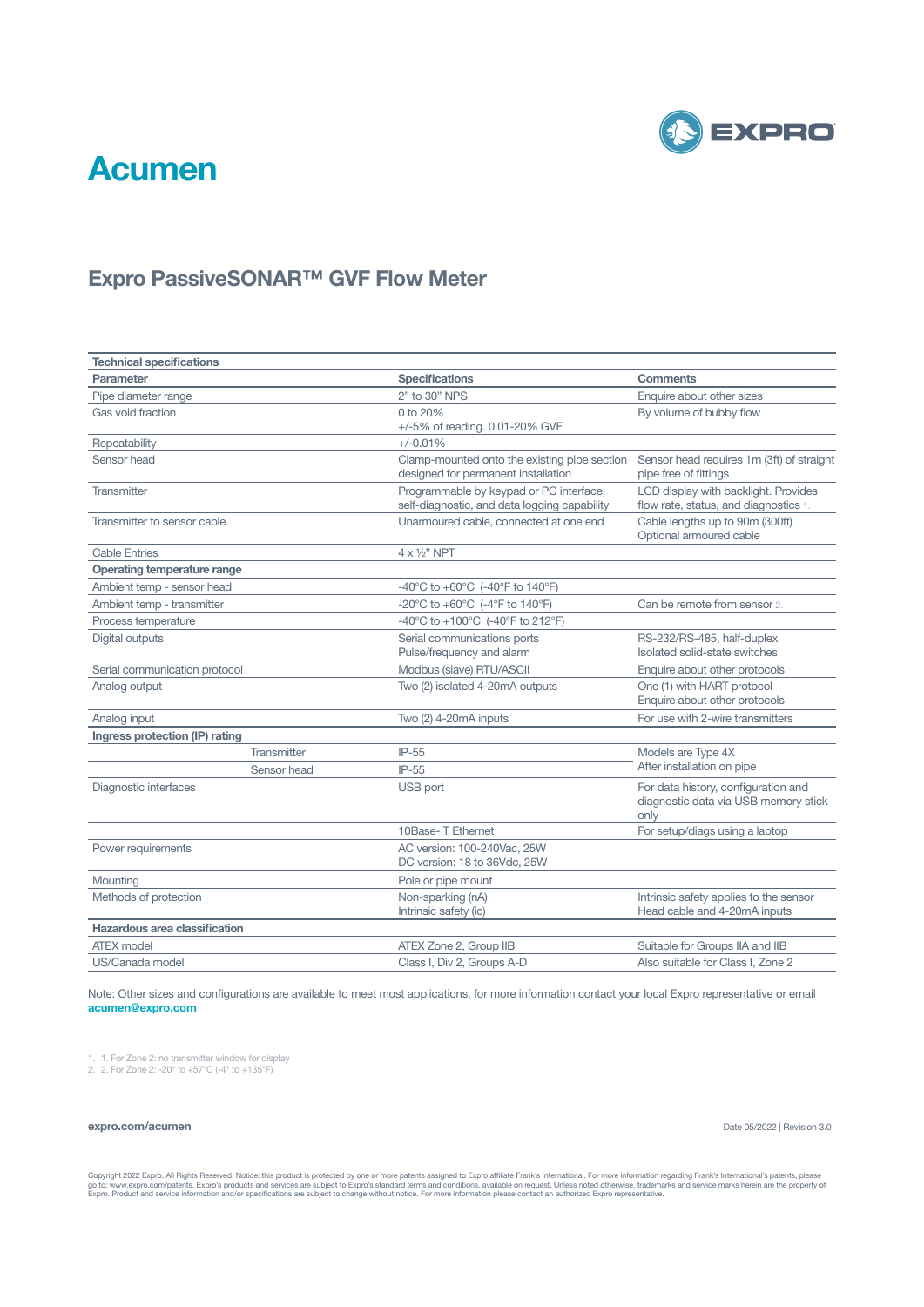# Acumen

## Expro PassiveSONAR™ GVF Flow Meter

| Technical specifications | | |
|---|---|---|
| **Parameter** | **Specifications** | **Comments** |
| Pipe diameter range | 2" to 30" NPS | Enquire about other sizes |
| Gas void fraction | 0 to 20%<br>+/-5% of reading. 0.01-20% GVF | By volume of bubby flow |
| Repeatability | +/-0.01% | |
| Sensor head | Clamp-mounted onto the existing pipe section designed for permanent installation | Sensor head requires 1m (3ft) of straight pipe free of fittings |
| Transmitter | Programmable by keypad or PC interface, self-diagnostic, and data logging capability | LCD display with backlight. Provides flow rate, status, and diagnostics [1] |
| Transmitter to sensor cable | Unarmoured cable, connected at one end | Cable lengths up to 90m (300ft)<br>Optional armoured cable |
| Cable Entries | 4 x ½" NPT | |
| **Operating temperature range** | | |
| Ambient temp - sensor head | -40°C to +60°C (-40°F to 140°F) | |
| Ambient temp - transmitter | -20°C to +60°C (-4°F to 140°F) | Can be remote from sensor [2] |
| Process temperature | -40°C to +100°C (-40°F to 212°F) | |
| Digital outputs | Serial communications ports<br>Pulse/frequency and alarm | RS-232/RS-485, half-duplex<br>Isolated solid-state switches |
| Serial communication protocol | Modbus (slave) RTU/ASCII | Enquire about other protocols |
| Analog output | Two (2) isolated 4-20mA outputs | One (1) with HART protocol<br>Enquire about other protocols |
| Analog input | Two (2) 4-20mA inputs | For use with 2-wire transmitters |
| **Ingress protection (IP) rating** | | |
| Transmitter | IP-55 | Models are Type 4X |
| Sensor head | IP-55 | After installation on pipe |
| Diagnostic interfaces | USB port | For data history, configuration and diagnostic data via USB memory stick only |
| | 10Base- T Ethernet | For setup/diags using a laptop |
| Power requirements | AC version: 100-240Vac, 25W<br>DC version: 18 to 36Vdc, 25W | |
| Mounting | Pole or pipe mount | |
| Methods of protection | Non-sparking (nA)<br>Intrinsic safety (ic) | Intrinsic safety applies to the sensor Head cable and 4-20mA inputs |
| **Hazardous area classification** | | |
| ATEX model | ATEX Zone 2, Group IIB | Suitable for Groups IIA and IIB |
| US/Canada model | Class I, Div 2, Groups A-D | Also suitable for Class I, Zone 2 |

Note: Other sizes and configurations are available to meet most applications, for more information contact your local Expro representative or email **acumen@expro.com**

1. 1. For Zone 2: no transmitter window for display
2. 2. For Zone 2: -20° to +57°C (-4° to +135°F)

**expro.com/acumen**

Date 05/2022 | Revision 3.0

Copyright 2022 Expro. All Rights Reserved. Notice: this product is protected by one or more patents assigned to Expro affiliate Frank's International. For more information regarding Frank's International's patents, please go to: www.expro.com/patents. Expro's products and services are subject to Expro's standard terms and conditions, available on request. Unless noted otherwise, trademarks and service marks herein are the property of Expro. Product and service information and/or specifications are subject to change without notice. For more information please contact an authorized Expro representative.